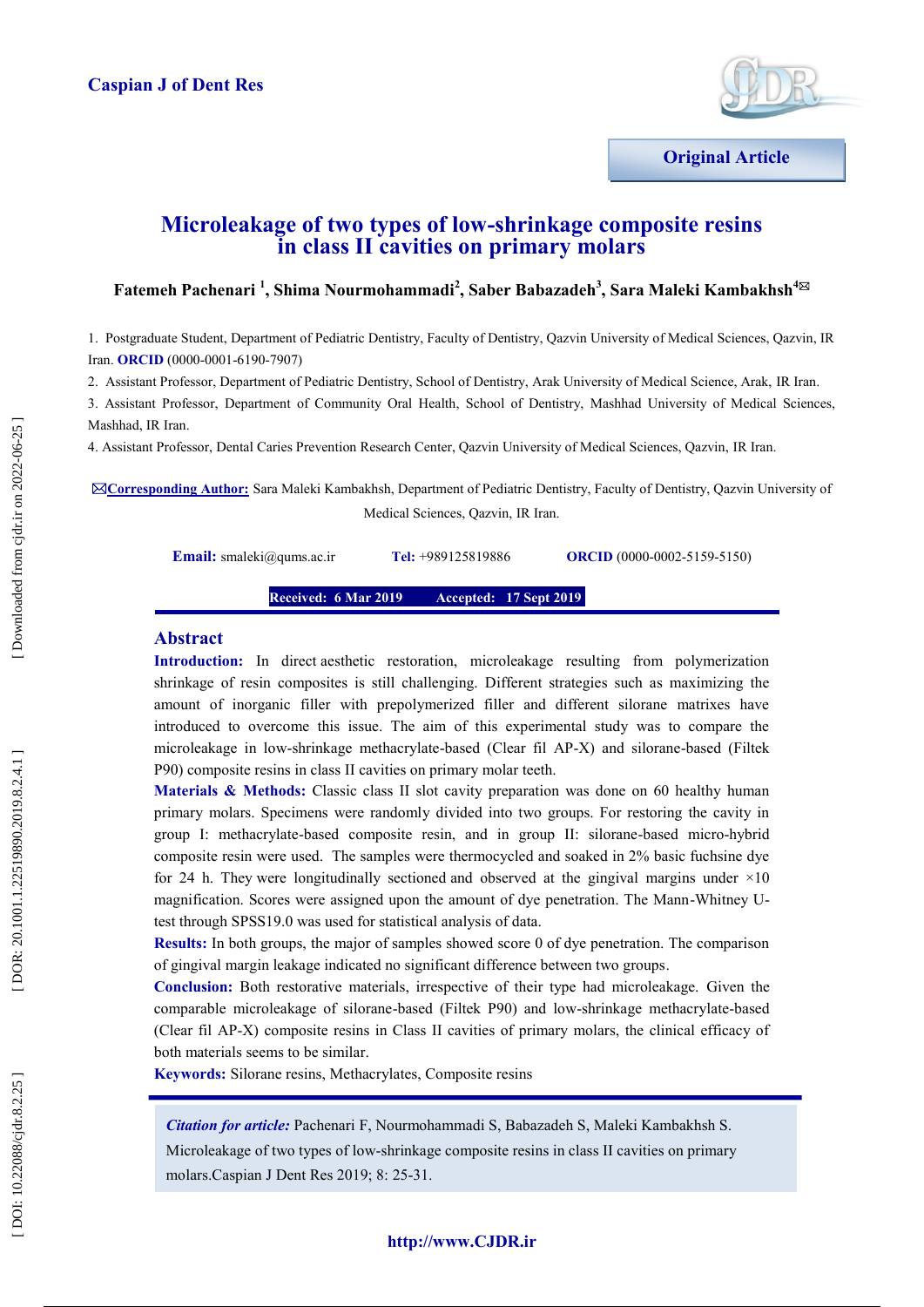Original Article

# Microleakage of two types of low-shrinkage composite resins in class II cavities on primary molars

**Fatemeh Pachenari [1], Shima Nourmohammadi [2], Saber Babazadeh [3], Sara Maleki Kambakhsh [4]**

1. Postgraduate Student, Department of Pediatric Dentistry, Faculty of Dentistry, Qazvin University of Medical Sciences, Qazvin, IR Iran. **ORCID** (0000-0001-6190-7907)
2. Assistant Professor, Department of Pediatric Dentistry, School of Dentistry, Arak University of Medical Science, Arak, IR Iran.
3. Assistant Professor, Department of Community Oral Health, School of Dentistry, Mashhad University of Medical Sciences, Mashhad, IR Iran.
4. Assistant Professor, Dental Caries Prevention Research Center, Qazvin University of Medical Sciences, Qazvin, IR Iran.

**Corresponding Author:** Sara Maleki Kambakhsh, Department of Pediatric Dentistry, Faculty of Dentistry, Qazvin University of Medical Sciences, Qazvin, IR Iran.

**Email:** smaleki@qums.ac.ir **Tel:** +989125819886 **ORCID** (0000-0002-5159-5150)

**Received: 6 Mar 2019 Accepted: 17 Sept 2019**

## Abstract

**Introduction:** In direct aesthetic restoration, microleakage resulting from polymerization shrinkage of resin composites is still challenging. Different strategies such as maximizing the amount of inorganic filler with prepolymerized filler and different silorane matrixes have introduced to overcome this issue. The aim of this experimental study was to compare the microleakage in low-shrinkage methacrylate-based (Clear fil AP-X) and silorane-based (Filtek P90) composite resins in class II cavities on primary molar teeth.

**Materials & Methods:** Classic class II slot cavity preparation was done on 60 healthy human primary molars. Specimens were randomly divided into two groups. For restoring the cavity in group I: methacrylate-based composite resin, and in group II: silorane-based micro-hybrid composite resin were used. The samples were thermocycled and soaked in 2% basic fuchsine dye for 24 h. They were longitudinally sectioned and observed at the gingival margins under ×10 magnification. Scores were assigned upon the amount of dye penetration. The Mann-Whitney U-test through SPSS19.0 was used for statistical analysis of data.

**Results:** In both groups, the major of samples showed score 0 of dye penetration. The comparison of gingival margin leakage indicated no significant difference between two groups.

**Conclusion:** Both restorative materials, irrespective of their type had microleakage. Given the comparable microleakage of silorane-based (Filtek P90) and low-shrinkage methacrylate-based (Clear fil AP-X) composite resins in Class II cavities of primary molars, the clinical efficacy of both materials seems to be similar.

**Keywords:** Silorane resins, Methacrylates, Composite resins

*Citation for article:* Pachenari F, Nourmohammadi S, Babazadeh S, Maleki Kambakhsh S. Microleakage of two types of low-shrinkage composite resins in class II cavities on primary molars.Caspian J Dent Res 2019; 8: 25-31.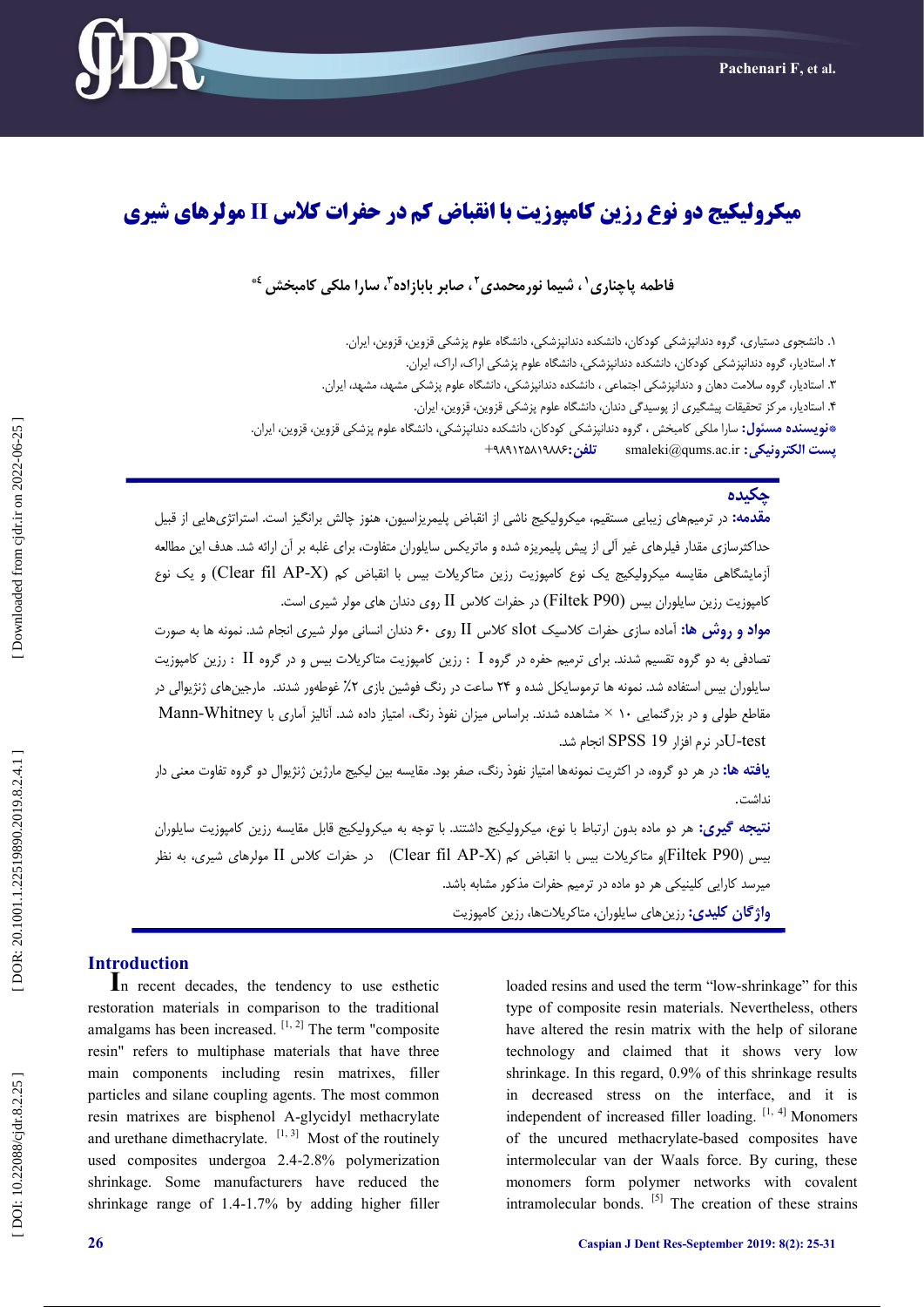# میکرولیکیج دو نوع رزین کامپوزیت با انقباض کم در حفرات کلاس II مولرهای شیری

**فاطمه پاچناری[۱] ، شیما نورمحمدی[۲] ، صابر بابازاده[۳]، سارا ملکی کامبخش [۴*]**

۱. دانشجوی دستیاری، گروه دندانپزشکی کودکان، دانشکده دندانپزشکی، دانشگاه علوم پزشکی قزوین، قزوین، ایران.

۲. استادیار، گروه دندانپزشکی کودکان، دانشکده دندانپزشکی، دانشگاه علوم پزشکی اراک، اراک، ایران.

۳. استادیار، گروه سلامت دهان و دندانپزشکی اجتماعی ، دانشکده دندانپزشکی، دانشگاه علوم پزشکی مشهد، مشهد، ایران.

۴. استادیار، مرکز تحقیقات پیشگیری از پوسیدگی دندان، دانشگاه علوم پزشکی قزوین، قزوین، ایران.

*نویسنده مسئول: سارا ملکی کامبخش ، گروه دندانپزشکی کودکان، دانشکده دندانپزشکی، دانشگاه علوم پزشکی قزوین، قزوین، ایران.

**پست الکترونیکی :** smaleki@qums.ac.ir **تلفن:** ۰۹۸۹۱۲۵۸۱۹۸۸۶+

## چکیده

**مقدمه:** در ترمیم‌های زیبایی مستقیم، میکرولیکیج ناشی از انقباض پلیمریزاسیون، هنوز چالش برانگیز است. استراتژی‌هایی از قبیل حداکثرسازی مقدار فیلرهای غیر آلی از پیش پلیمریزه شده و ماتریکس سایلوران متفاوت، برای غلبه بر آن ارائه شد. هدف این مطالعه آزمایشگاهی مقایسه میکرولیکیج یک نوع کامپوزیت رزین متاکریلات بیس با انقباض کم (Clear fil AP-X) و یک نوع کامپوزیت رزین سایلوران بیس (Filtek P90) در حفرات کلاس II روی دندان های مولر شیری است.

**مواد و روش ها:** آماده سازی حفرات کلاسیک slot کلاس II روی ۶۰ دندان انسانی مولر شیری انجام شد. نمونه ها به صورت تصادفی به دو گروه تقسیم شدند. برای ترمیم حفره در گروه I : رزین کامپوزیت متاکریلات بیس و در گروه II : رزین کامپوزیت سایلوران بیس استفاده شد. نمونه ها ترموسایکل شده و ۲۴ ساعت در رنگ فوشین بازی ۲٪ غوطه‌ور شدند. مارجین‌های ژنژیوالی در مقاطع طولی و در بزرگنمایی ۱۰ × مشاهده شدند. براساس میزان نفوذ رنگ، امتیاز داده شد. آنالیز آماری با Mann-Whitney U-testدر نرم افزار SPSS 19 انجام شد.

**یافته ها:** در هر دو گروه، در اکثریت نمونه‌ها امتیاز نفوذ رنگ، صفر بود. مقایسه بین لیکیج مارژین ژنژیوال دو گروه تفاوت معنی دار نداشت.

**نتیجه گیری:** هر دو ماده بدون ارتباط با نوع، میکرولیکیج داشتند. با توجه به میکرولیکیج قابل مقایسه رزین کامپوزیت سایلوران بیس (Filtek P90)و متاکریلات بیس با انقباض کم (Clear fil AP-X) در حفرات کلاس II مولرهای شیری، به نظر میرسد کارایی کلینیکی هر دو ماده در ترمیم حفرات مذکور مشابه باشد.

**واژگان کلیدی:** رزین‌های سایلوران، متاکریلات‌ها، رزین کامپوزیت

## Introduction

In recent decades, the tendency to use esthetic restoration materials in comparison to the traditional amalgams has been increased. [1, 2] The term "composite resin" refers to multiphase materials that have three main components including resin matrixes, filler particles and silane coupling agents. The most common resin matrixes are bisphenol A-glycidyl methacrylate and urethane dimethacrylate. [1, 3] Most of the routinely used composites undergoa 2.4-2.8% polymerization shrinkage. Some manufacturers have reduced the shrinkage range of 1.4-1.7% by adding higher filler loaded resins and used the term "low-shrinkage" for this type of composite resin materials. Nevertheless, others have altered the resin matrix with the help of silorane technology and claimed that it shows very low shrinkage. In this regard, 0.9% of this shrinkage results in decreased stress on the interface, and it is independent of increased filler loading. [1, 4] Monomers of the uncured methacrylate-based composites have intermolecular van der Waals force. By curing, these monomers form polymer networks with covalent intramolecular bonds. [5] The creation of these strains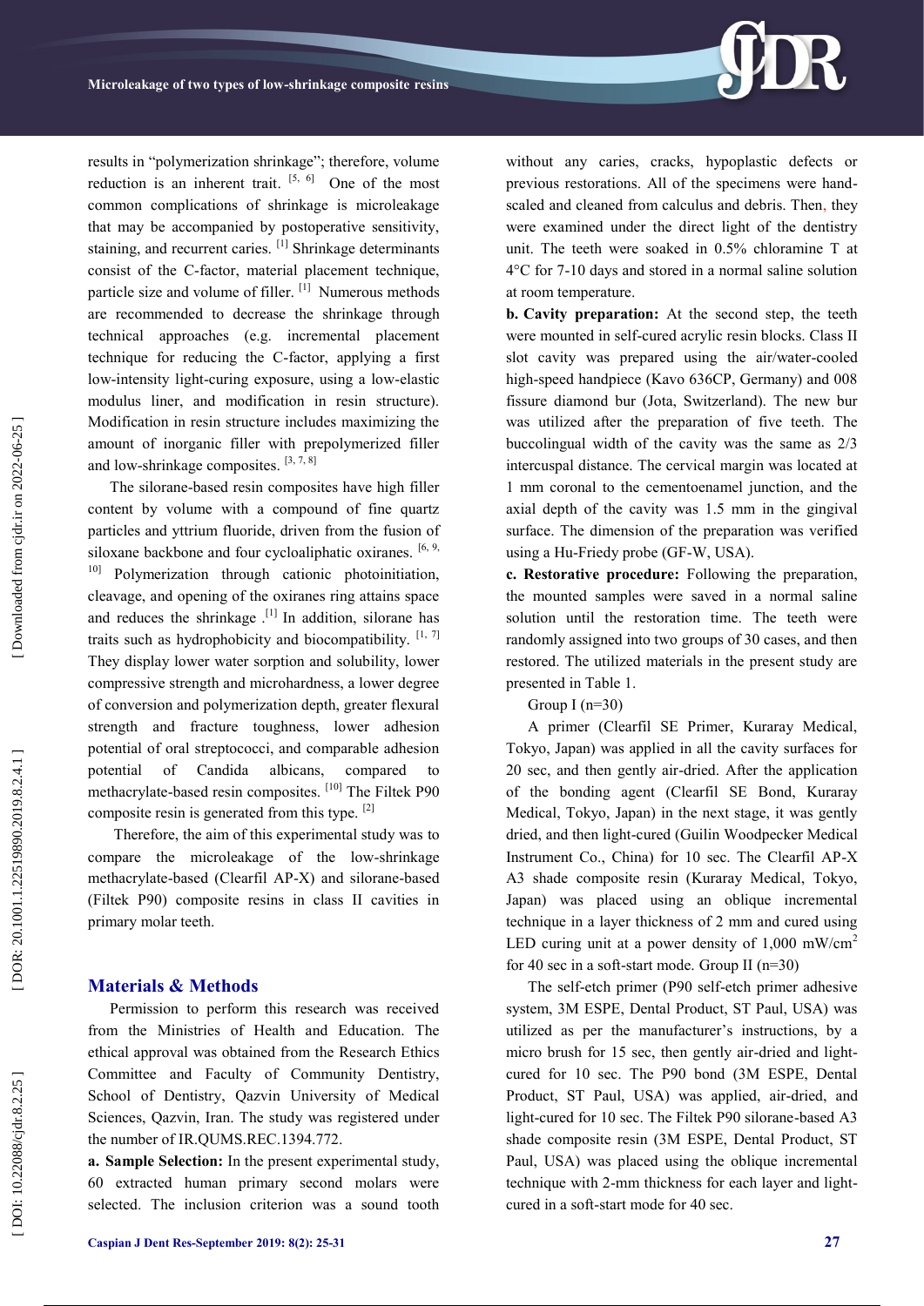results in "polymerization shrinkage"; therefore, volume reduction is an inherent trait. [5, 6] One of the most common complications of shrinkage is microleakage that may be accompanied by postoperative sensitivity, staining, and recurrent caries. [1] Shrinkage determinants consist of the C-factor, material placement technique, particle size and volume of filler. [1] Numerous methods are recommended to decrease the shrinkage through technical approaches (e.g. incremental placement technique for reducing the C-factor, applying a first low-intensity light-curing exposure, using a low-elastic modulus liner, and modification in resin structure). Modification in resin structure includes maximizing the amount of inorganic filler with prepolymerized filler and low-shrinkage composites. [3, 7, 8]

The silorane-based resin composites have high filler content by volume with a compound of fine quartz particles and yttrium fluoride, driven from the fusion of siloxane backbone and four cycloaliphatic oxiranes. [6, 9, 10] Polymerization through cationic photoinitiation, cleavage, and opening of the oxiranes ring attains space and reduces the shrinkage .[1] In addition, silorane has traits such as hydrophobicity and biocompatibility. [1, 7] They display lower water sorption and solubility, lower compressive strength and microhardness, a lower degree of conversion and polymerization depth, greater flexural strength and fracture toughness, lower adhesion potential of oral streptococci, and comparable adhesion potential of Candida albicans, compared to methacrylate-based resin composites. [10] The Filtek P90 composite resin is generated from this type. [2]

Therefore, the aim of this experimental study was to compare the microleakage of the low-shrinkage methacrylate-based (Clearfil AP-X) and silorane-based (Filtek P90) composite resins in class II cavities in primary molar teeth.

## Materials & Methods

Permission to perform this research was received from the Ministries of Health and Education. The ethical approval was obtained from the Research Ethics Committee and Faculty of Community Dentistry, School of Dentistry, Qazvin University of Medical Sciences, Qazvin, Iran. The study was registered under the number of IR.QUMS.REC.1394.772.

**a. Sample Selection:** In the present experimental study, 60 extracted human primary second molars were selected. The inclusion criterion was a sound tooth without any caries, cracks, hypoplastic defects or previous restorations. All of the specimens were hand-scaled and cleaned from calculus and debris. Then, they were examined under the direct light of the dentistry unit. The teeth were soaked in 0.5% chloramine T at 4°C for 7-10 days and stored in a normal saline solution at room temperature.

**b. Cavity preparation:** At the second step, the teeth were mounted in self-cured acrylic resin blocks. Class II slot cavity was prepared using the air/water-cooled high-speed handpiece (Kavo 636CP, Germany) and 008 fissure diamond bur (Jota, Switzerland). The new bur was utilized after the preparation of five teeth. The buccolingual width of the cavity was the same as 2/3 intercuspal distance. The cervical margin was located at 1 mm coronal to the cementoenamel junction, and the axial depth of the cavity was 1.5 mm in the gingival surface. The dimension of the preparation was verified using a Hu-Friedy probe (GF-W, USA).

**c. Restorative procedure:** Following the preparation, the mounted samples were saved in a normal saline solution until the restoration time. The teeth were randomly assigned into two groups of 30 cases, and then restored. The utilized materials in the present study are presented in Table 1.

Group I (n=30)

A primer (Clearfil SE Primer, Kuraray Medical, Tokyo, Japan) was applied in all the cavity surfaces for 20 sec, and then gently air-dried. After the application of the bonding agent (Clearfil SE Bond, Kuraray Medical, Tokyo, Japan) in the next stage, it was gently dried, and then light-cured (Guilin Woodpecker Medical Instrument Co., China) for 10 sec. The Clearfil AP-X A3 shade composite resin (Kuraray Medical, Tokyo, Japan) was placed using an oblique incremental technique in a layer thickness of 2 mm and cured using LED curing unit at a power density of 1,000 $mW/cm^2$ for 40 sec in a soft-start mode. Group II (n=30)

The self-etch primer (P90 self-etch primer adhesive system, 3M ESPE, Dental Product, ST Paul, USA) was utilized as per the manufacturer's instructions, by a micro brush for 15 sec, then gently air-dried and light-cured for 10 sec. The P90 bond (3M ESPE, Dental Product, ST Paul, USA) was applied, air-dried, and light-cured for 10 sec. The Filtek P90 silorane-based A3 shade composite resin (3M ESPE, Dental Product, ST Paul, USA) was placed using the oblique incremental technique with 2-mm thickness for each layer and light-cured in a soft-start mode for 40 sec.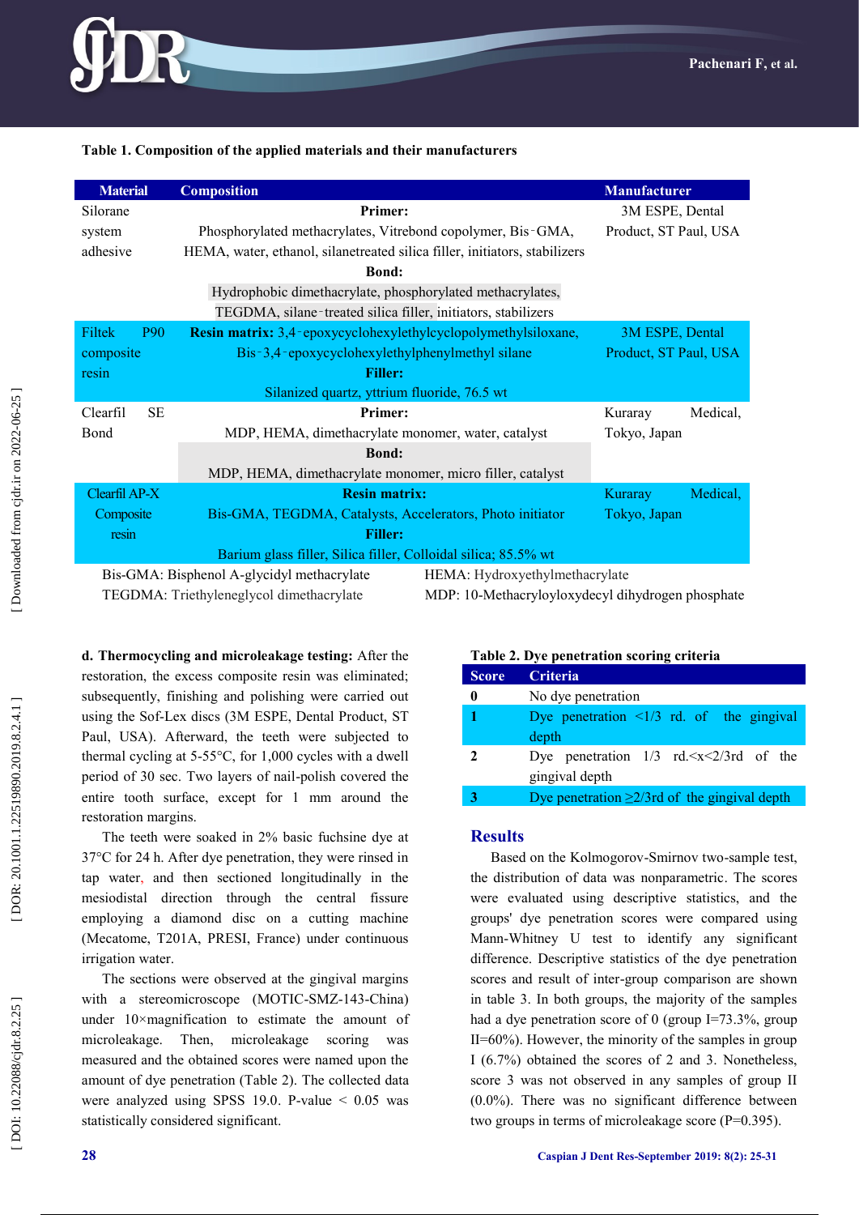**Table 1. Composition of the applied materials and their manufacturers**

| Material | Composition | Manufacturer |
|---|---|---|
| Silorane system adhesive | **Primer:** Phosphorylated methacrylates, Vitrebond copolymer, Bis‑GMA, HEMA, water, ethanol, silanetreated silica filler, initiators, stabilizers **Bond:** Hydrophobic dimethacrylate, phosphorylated methacrylates, TEGDMA, silane‑treated silica filler, initiators, stabilizers | 3M ESPE, Dental Product, ST Paul, USA |
| Filtek P90 composite resin | **Resin matrix:** 3,4‑epoxycyclohexylethylcyclopolymethylsiloxane, Bis‑3,4‑epoxycyclohexylethylphenylmethyl silane **Filler:** Silanized quartz, yttrium fluoride, 76.5 wt | 3M ESPE, Dental Product, ST Paul, USA |
| Clearfil SE Bond | **Primer:** MDP, HEMA, dimethacrylate monomer, water, catalyst **Bond:** MDP, HEMA, dimethacrylate monomer, micro filler, catalyst | Kuraray Medical, Tokyo, Japan |
| Clearfil AP-X Composite resin | **Resin matrix:** Bis-GMA, TEGDMA, Catalysts, Accelerators, Photo initiator **Filler:** Barium glass filler, Silica filler, Colloidal silica; 85.5% wt | Kuraray Medical, Tokyo, Japan |

Bis-GMA: Bisphenol A-glycidyl methacrylate  
TEGDMA: Triethyleneglycol dimethacrylate  
HEMA: Hydroxyethylmethacrylate  
MDP: 10-Methacryloyloxydecyl dihydrogen phosphate

**d. Thermocycling and microleakage testing:** After the restoration, the excess composite resin was eliminated; subsequently, finishing and polishing were carried out using the Sof-Lex discs (3M ESPE, Dental Product, ST Paul, USA). Afterward, the teeth were subjected to thermal cycling at 5-55°C, for 1,000 cycles with a dwell period of 30 sec. Two layers of nail-polish covered the entire tooth surface, except for 1 mm around the restoration margins.

The teeth were soaked in 2% basic fuchsine dye at 37°C for 24 h. After dye penetration, they were rinsed in tap water, and then sectioned longitudinally in the mesiodistal direction through the central fissure employing a diamond disc on a cutting machine (Mecatome, T201A, PRESI, France) under continuous irrigation water.

The sections were observed at the gingival margins with a stereomicroscope (MOTIC-SMZ-143-China) under 10×magnification to estimate the amount of microleakage. Then, microleakage scoring was measured and the obtained scores were named upon the amount of dye penetration (Table 2). The collected data were analyzed using SPSS 19.0. P-value < 0.05 was statistically considered significant.

**Table 2. Dye penetration scoring criteria**

| Score | Criteria |
|---|---|
| 0 | No dye penetration |
| 1 | Dye penetration <1/3 rd. of the gingival depth |
| 2 | Dye penetration 1/3 rd.<x<2/3rd of the gingival depth |
| 3 | Dye penetration ≥2/3rd of the gingival depth |

## Results

Based on the Kolmogorov-Smirnov two-sample test, the distribution of data was nonparametric. The scores were evaluated using descriptive statistics, and the groups' dye penetration scores were compared using Mann-Whitney U test to identify any significant difference. Descriptive statistics of the dye penetration scores and result of inter-group comparison are shown in table 3. In both groups, the majority of the samples had a dye penetration score of 0 (group I=73.3%, group II=60%). However, the minority of the samples in group I (6.7%) obtained the scores of 2 and 3. Nonetheless, score 3 was not observed in any samples of group II (0.0%). There was no significant difference between two groups in terms of microleakage score (P=0.395).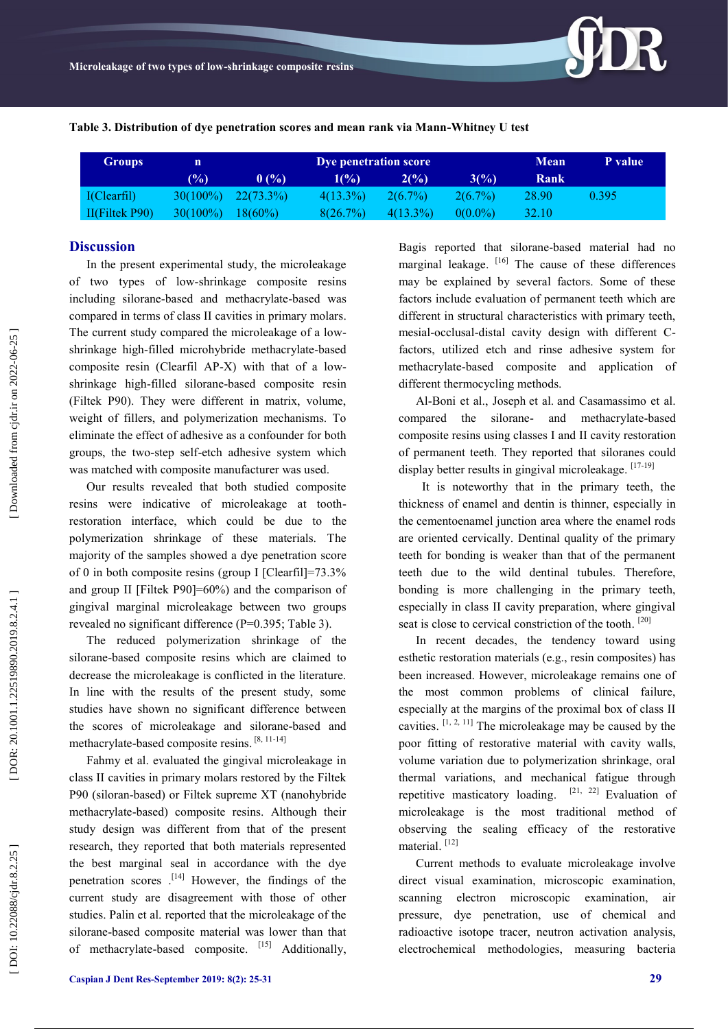**Table 3. Distribution of dye penetration scores and mean rank via Mann-Whitney U test**

| Groups | n (%) | Dye penetration score 0 (%) | 1(%) | 2(%) | 3(%) | Mean Rank | P value |
|---|---|---|---|---|---|---|---|
| I(Clearfil) | 30(100%) | 22(73.3%) | 4(13.3%) | 2(6.7%) | 2(6.7%) | 28.90 | 0.395 |
| II(Filtek P90) | 30(100%) | 18(60%) | 8(26.7%) | 4(13.3%) | 0(0.0%) | 32.10 | |

## Discussion

In the present experimental study, the microleakage of two types of low-shrinkage composite resins including silorane-based and methacrylate-based was compared in terms of class II cavities in primary molars. The current study compared the microleakage of a low-shrinkage high-filled microhybride methacrylate-based composite resin (Clearfil AP-X) with that of a low-shrinkage high-filled silorane-based composite resin (Filtek P90). They were different in matrix, volume, weight of fillers, and polymerization mechanisms. To eliminate the effect of adhesive as a confounder for both groups, the two-step self-etch adhesive system which was matched with composite manufacturer was used.

Our results revealed that both studied composite resins were indicative of microleakage at tooth-restoration interface, which could be due to the polymerization shrinkage of these materials. The majority of the samples showed a dye penetration score of 0 in both composite resins (group I [Clearfil]=73.3% and group II [Filtek P90]=60%) and the comparison of gingival marginal microleakage between two groups revealed no significant difference (P=0.395; Table 3).

The reduced polymerization shrinkage of the silorane-based composite resins which are claimed to decrease the microleakage is conflicted in the literature. In line with the results of the present study, some studies have shown no significant difference between the scores of microleakage and silorane-based and methacrylate-based composite resins. [8, 11-14]

Fahmy et al. evaluated the gingival microleakage in class II cavities in primary molars restored by the Filtek P90 (siloran-based) or Filtek supreme XT (nanohybride methacrylate-based) composite resins. Although their study design was different from that of the present research, they reported that both materials represented the best marginal seal in accordance with the dye penetration scores .[14] However, the findings of the current study are disagreement with those of other studies. Palin et al. reported that the microleakage of the silorane-based composite material was lower than that of methacrylate-based composite. [15] Additionally, Bagis reported that silorane-based material had no marginal leakage. [16] The cause of these differences may be explained by several factors. Some of these factors include evaluation of permanent teeth which are different in structural characteristics with primary teeth, mesial-occlusal-distal cavity design with different C-factors, utilized etch and rinse adhesive system for methacrylate-based composite and application of different thermocycling methods.

Al-Boni et al., Joseph et al. and Casamassimo et al. compared the silorane- and methacrylate-based composite resins using classes I and II cavity restoration of permanent teeth. They reported that siloranes could display better results in gingival microleakage. [17-19]

It is noteworthy that in the primary teeth, the thickness of enamel and dentin is thinner, especially in the cementoenamel junction area where the enamel rods are oriented cervically. Dentinal quality of the primary teeth for bonding is weaker than that of the permanent teeth due to the wild dentinal tubules. Therefore, bonding is more challenging in the primary teeth, especially in class II cavity preparation, where gingival seat is close to cervical constriction of the tooth. [20]

In recent decades, the tendency toward using esthetic restoration materials (e.g., resin composites) has been increased. However, microleakage remains one of the most common problems of clinical failure, especially at the margins of the proximal box of class II cavities. [1, 2, 11] The microleakage may be caused by the poor fitting of restorative material with cavity walls, volume variation due to polymerization shrinkage, oral thermal variations, and mechanical fatigue through repetitive masticatory loading. [21, 22] Evaluation of microleakage is the most traditional method of observing the sealing efficacy of the restorative material. [12]

Current methods to evaluate microleakage involve direct visual examination, microscopic examination, scanning electron microscopic examination, air pressure, dye penetration, use of chemical and radioactive isotope tracer, neutron activation analysis, electrochemical methodologies, measuring bacteria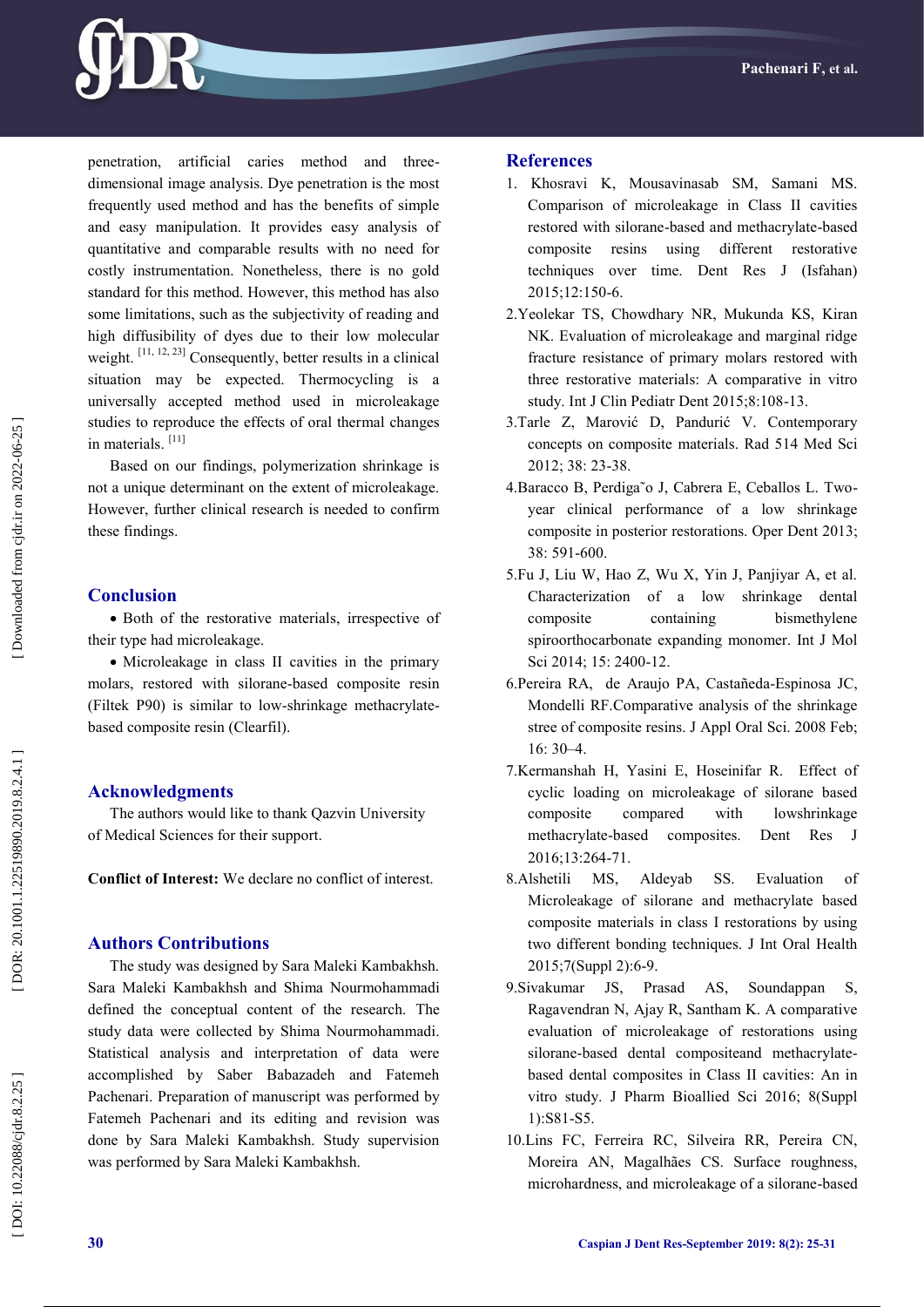penetration, artificial caries method and three-dimensional image analysis. Dye penetration is the most frequently used method and has the benefits of simple and easy manipulation. It provides easy analysis of quantitative and comparable results with no need for costly instrumentation. Nonetheless, there is no gold standard for this method. However, this method has also some limitations, such as the subjectivity of reading and high diffusibility of dyes due to their low molecular weight. [11, 12, 23] Consequently, better results in a clinical situation may be expected. Thermocycling is a universally accepted method used in microleakage studies to reproduce the effects of oral thermal changes in materials. [11]

Based on our findings, polymerization shrinkage is not a unique determinant on the extent of microleakage. However, further clinical research is needed to confirm these findings.

## Conclusion

- Both of the restorative materials, irrespective of their type had microleakage.
- Microleakage in class II cavities in the primary molars, restored with silorane-based composite resin (Filtek P90) is similar to low-shrinkage methacrylate-based composite resin (Clearfil).

## Acknowledgments

The authors would like to thank Qazvin University of Medical Sciences for their support.

**Conflict of Interest:** We declare no conflict of interest.

## Authors Contributions

The study was designed by Sara Maleki Kambakhsh. Sara Maleki Kambakhsh and Shima Nourmohammadi defined the conceptual content of the research. The study data were collected by Shima Nourmohammadi. Statistical analysis and interpretation of data were accomplished by Saber Babazadeh and Fatemeh Pachenari. Preparation of manuscript was performed by Fatemeh Pachenari and its editing and revision was done by Sara Maleki Kambakhsh. Study supervision was performed by Sara Maleki Kambakhsh.

## References

1. Khosravi K, Mousavinasab SM, Samani MS. Comparison of microleakage in Class II cavities restored with silorane-based and methacrylate-based composite resins using different restorative techniques over time. Dent Res J (Isfahan) 2015;12:150-6.
2. Yeolekar TS, Chowdhary NR, Mukunda KS, Kiran NK. Evaluation of microleakage and marginal ridge fracture resistance of primary molars restored with three restorative materials: A comparative in vitro study. Int J Clin Pediatr Dent 2015;8:108-13.
3. Tarle Z, Marović D, Pandurić V. Contemporary concepts on composite materials. Rad 514 Med Sci 2012; 38: 23-38.
4. Baracco B, Perdiga˜o J, Cabrera E, Ceballos L. Two-year clinical performance of a low shrinkage composite in posterior restorations. Oper Dent 2013; 38: 591-600.
5. Fu J, Liu W, Hao Z, Wu X, Yin J, Panjiyar A, et al. Characterization of a low shrinkage dental composite containing bismethylene spiroorthocarbonate expanding monomer. Int J Mol Sci 2014; 15: 2400-12.
6. Pereira RA, de Araujo PA, Castañeda-Espinosa JC, Mondelli RF.Comparative analysis of the shrinkage stree of composite resins. J Appl Oral Sci. 2008 Feb; 16: 30–4.
7. Kermanshah H, Yasini E, Hoseinifar R. Effect of cyclic loading on microleakage of silorane based composite compared with lowshrinkage methacrylate-based composites. Dent Res J 2016;13:264-71.
8. Alshetili MS, Aldeyab SS. Evaluation of Microleakage of silorane and methacrylate based composite materials in class I restorations by using two different bonding techniques. J Int Oral Health 2015;7(Suppl 2):6-9.
9. Sivakumar JS, Prasad AS, Soundappan S, Ragavendran N, Ajay R, Santham K. A comparative evaluation of microleakage of restorations using silorane-based dental compositeand methacrylate-based dental composites in Class II cavities: An in vitro study. J Pharm Bioallied Sci 2016; 8(Suppl 1):S81-S5.
10. Lins FC, Ferreira RC, Silveira RR, Pereira CN, Moreira AN, Magalhães CS. Surface roughness, microhardness, and microleakage of a silorane-based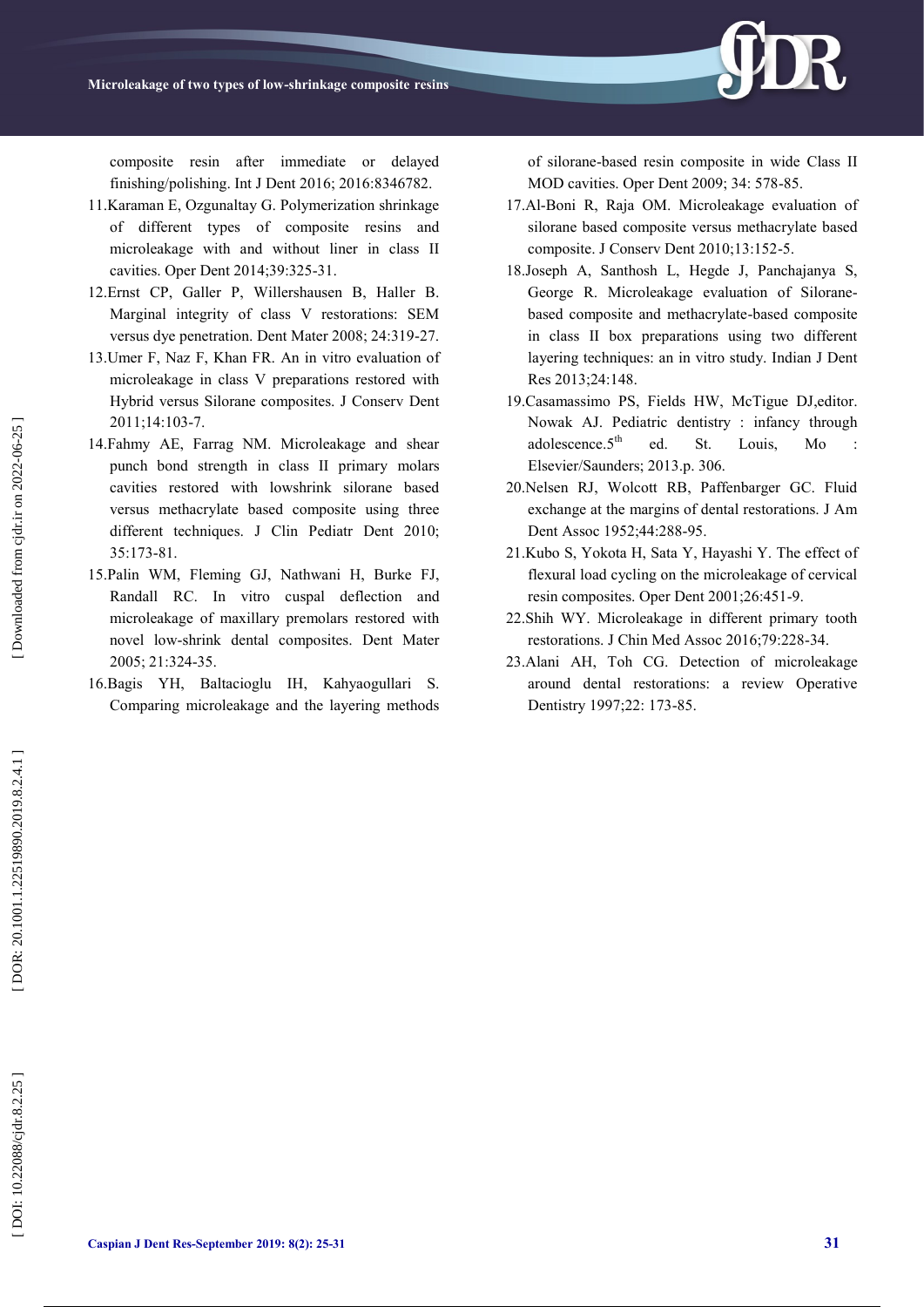composite resin after immediate or delayed finishing/polishing. Int J Dent 2016; 2016:8346782.

11. Karaman E, Ozgunaltay G. Polymerization shrinkage of different types of composite resins and microleakage with and without liner in class II cavities. Oper Dent 2014;39:325-31.
12. Ernst CP, Galler P, Willershausen B, Haller B. Marginal integrity of class V restorations: SEM versus dye penetration. Dent Mater 2008; 24:319-27.
13. Umer F, Naz F, Khan FR. An in vitro evaluation of microleakage in class V preparations restored with Hybrid versus Silorane composites. J Conserv Dent 2011;14:103-7.
14. Fahmy AE, Farrag NM. Microleakage and shear punch bond strength in class II primary molars cavities restored with lowshrink silorane based versus methacrylate based composite using three different techniques. J Clin Pediatr Dent 2010; 35:173-81.
15. Palin WM, Fleming GJ, Nathwani H, Burke FJ, Randall RC. In vitro cuspal deflection and microleakage of maxillary premolars restored with novel low-shrink dental composites. Dent Mater 2005; 21:324-35.
16. Bagis YH, Baltacioglu IH, Kahyaogullari S. Comparing microleakage and the layering methods of silorane-based resin composite in wide Class II MOD cavities. Oper Dent 2009; 34: 578-85.
17. Al-Boni R, Raja OM. Microleakage evaluation of silorane based composite versus methacrylate based composite. J Conserv Dent 2010;13:152-5.
18. Joseph A, Santhosh L, Hegde J, Panchajanya S, George R. Microleakage evaluation of Silorane-based composite and methacrylate-based composite in class II box preparations using two different layering techniques: an in vitro study. Indian J Dent Res 2013;24:148.
19. Casamassimo PS, Fields HW, McTigue DJ,editor. Nowak AJ. Pediatric dentistry : infancy through adolescence.5th ed. St. Louis, Mo : Elsevier/Saunders; 2013.p. 306.
20. Nelsen RJ, Wolcott RB, Paffenbarger GC. Fluid exchange at the margins of dental restorations. J Am Dent Assoc 1952;44:288-95.
21. Kubo S, Yokota H, Sata Y, Hayashi Y. The effect of flexural load cycling on the microleakage of cervical resin composites. Oper Dent 2001;26:451-9.
22. Shih WY. Microleakage in different primary tooth restorations. J Chin Med Assoc 2016;79:228-34.
23. Alani AH, Toh CG. Detection of microleakage around dental restorations: a review Operative Dentistry 1997;22: 173-85.